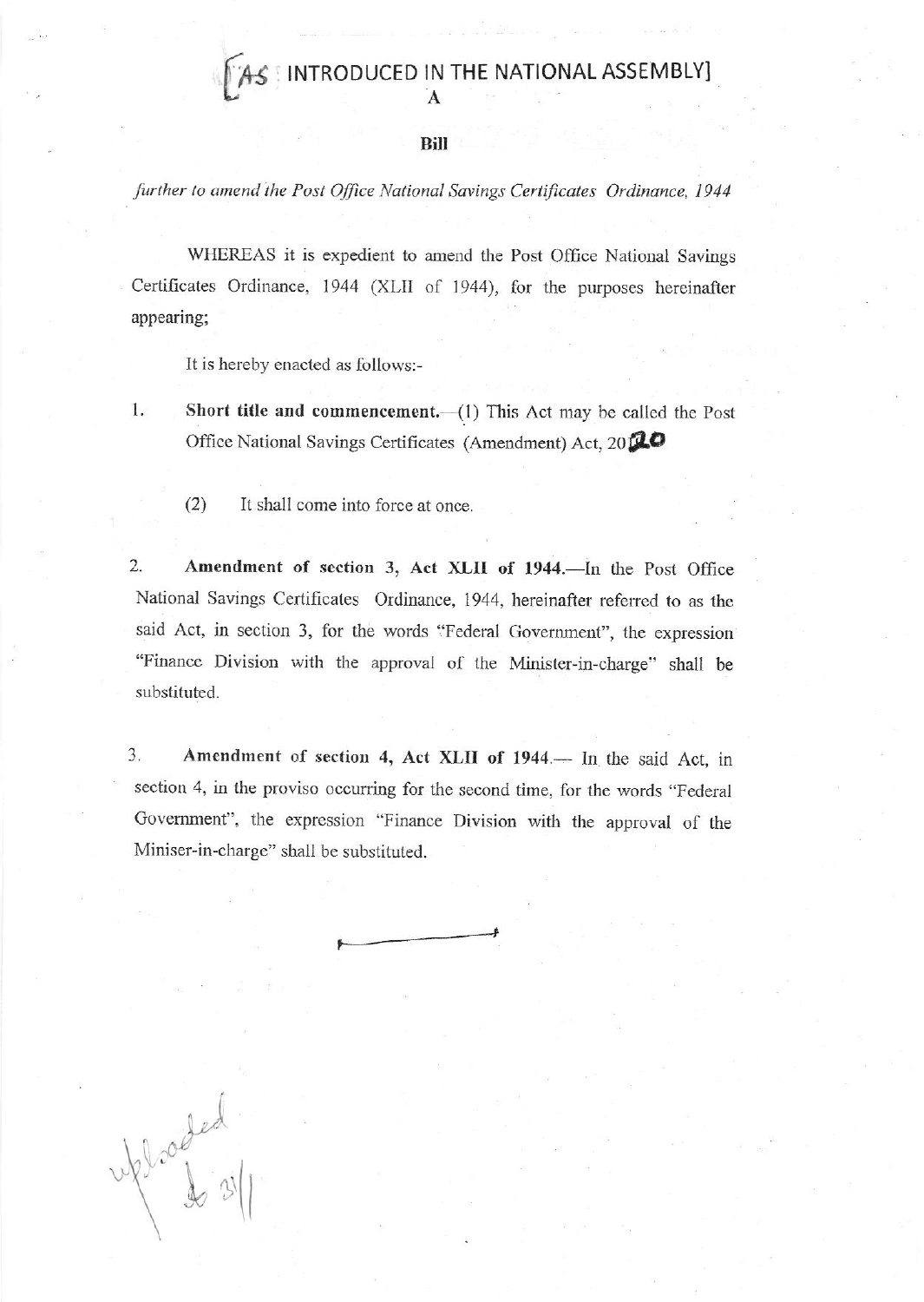[AS INTRODUCED IN THE NATIONAL ASSEMBLY]

A

**Bill**

*further to amend the Post Office National Savings Certificates Ordinance, 1944*

WHEREAS it is expedient to amend the Post Office National Savings Certificates Ordinance, 1944 (XLII of 1944), for the purposes hereinafter appearing;

It is hereby enacted as follows:-

1. **Short title and commencement.**—(1) This Act may be called the Post Office National Savings Certificates (Amendment) Act, 2020

   (2) It shall come into force at once.

2. **Amendment of section 3, Act XLII of 1944.**—In the Post Office National Savings Certificates Ordinance, 1944, hereinafter referred to as the said Act, in section 3, for the words "Federal Government", the expression "Finance Division with the approval of the Minister-in-charge" shall be substituted.

3. **Amendment of section 4, Act XLII of 1944.**— In the said Act, in section 4, in the proviso occurring for the second time, for the words "Federal Government", the expression "Finance Division with the approval of the Miniser-in-charge" shall be substituted.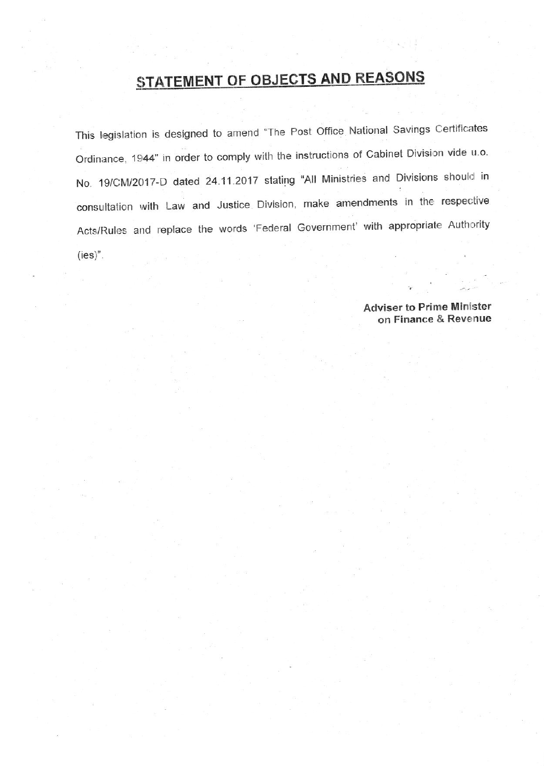# STATEMENT OF OBJECTS AND REASONS

This legislation is designed to amend "The Post Office National Savings Certificates Ordinance, 1944" in order to comply with the instructions of Cabinet Division vide u.o. No. 19/CM/2017-D dated 24.11.2017 stating "All Ministries and Divisions should in consultation with Law and Justice Division, make amendments in the respective Acts/Rules and replace the words 'Federal Government' with appropriate Authority (ies)".

**Adviser to Prime Minister**
**on Finance & Revenue**